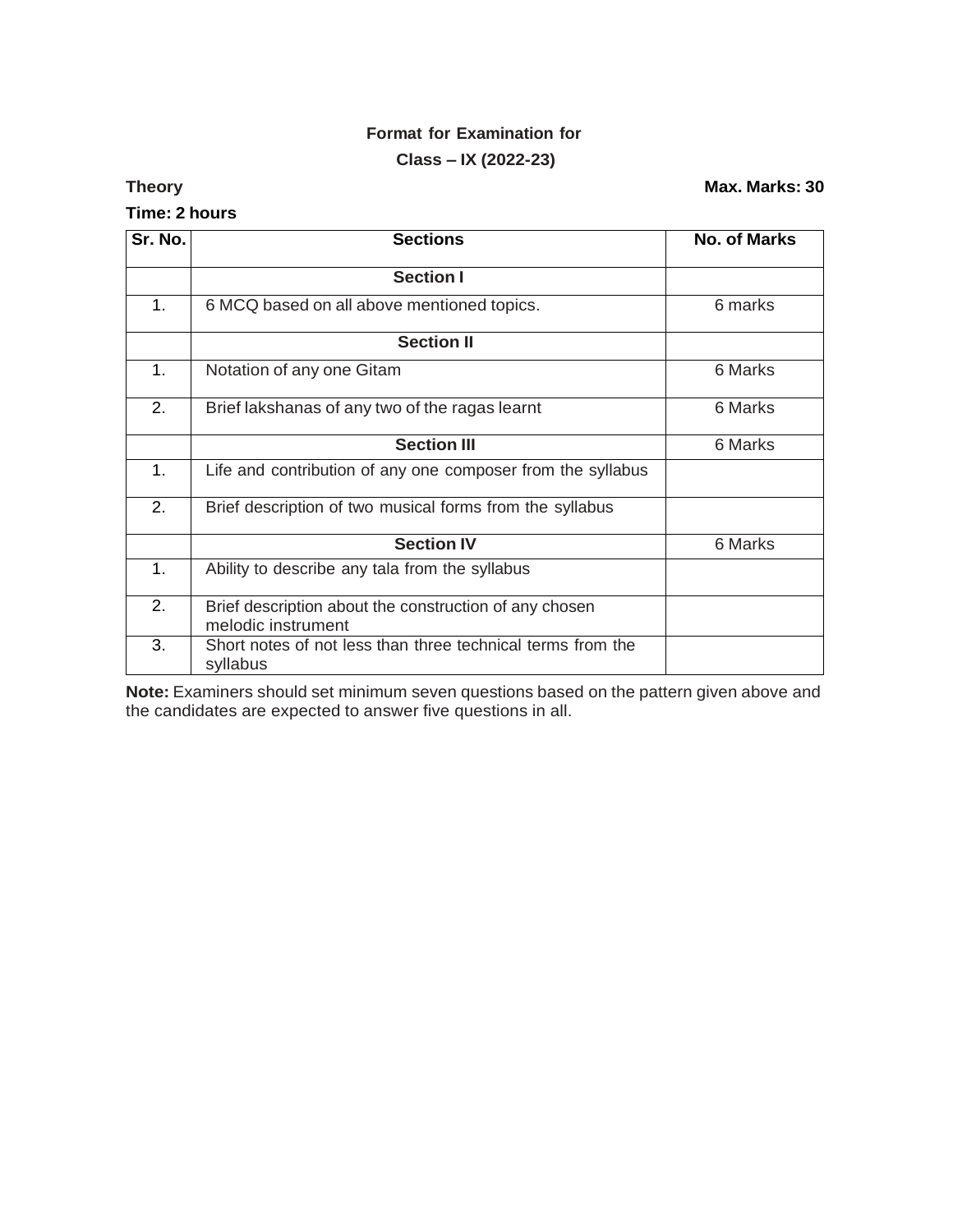**Format for Examination for**

**Class – IX (2022-23)**

**Theory** **Max. Marks: 30**

**Time: 2 hours**

| Sr. No. | Sections | No. of Marks |
|---|---|---|
| | **Section I** | |
| 1. | 6 MCQ based on all above mentioned topics. | 6 marks |
| | **Section II** | |
| 1. | Notation of any one Gitam | 6 Marks |
| 2. | Brief lakshanas of any two of the ragas learnt | 6 Marks |
| | **Section III** | 6 Marks |
| 1. | Life and contribution of any one composer from the syllabus | |
| 2. | Brief description of two musical forms from the syllabus | |
| | **Section IV** | 6 Marks |
| 1. | Ability to describe any tala from the syllabus | |
| 2. | Brief description about the construction of any chosen melodic instrument | |
| 3. | Short notes of not less than three technical terms from the syllabus | |

**Note:** Examiners should set minimum seven questions based on the pattern given above and the candidates are expected to answer five questions in all.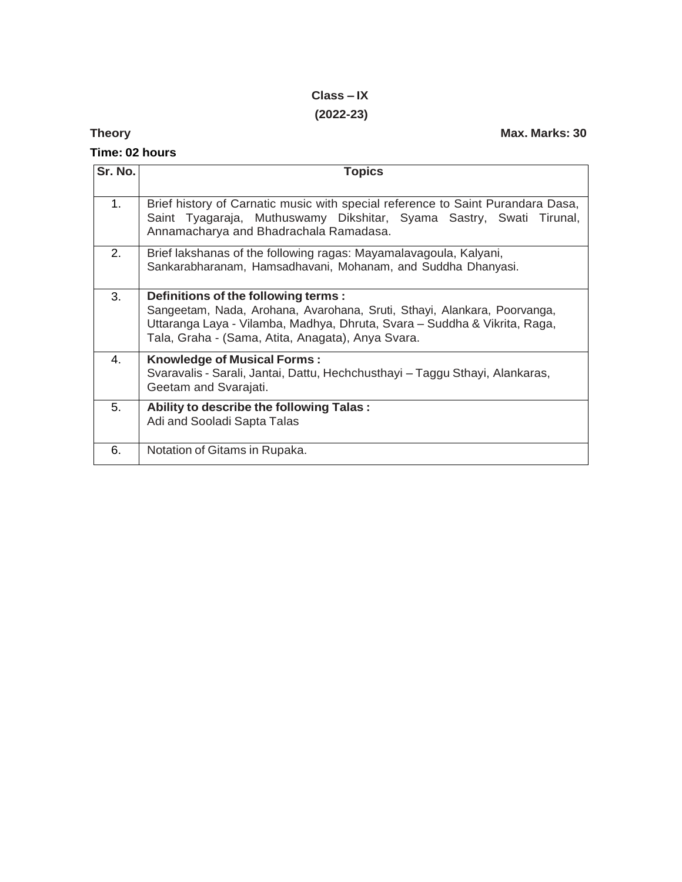**Class – IX**

**(2022-23)**

**Theory** **Max. Marks: 30**

**Time: 02 hours**

| Sr. No. | Topics |
|---|---|
| 1. | Brief history of Carnatic music with special reference to Saint Purandara Dasa, Saint Tyagaraja, Muthuswamy Dikshitar, Syama Sastry, Swati Tirunal, Annamacharya and Bhadrachala Ramadasa. |
| 2. | Brief lakshanas of the following ragas: Mayamalavagoula, Kalyani, Sankarabharanam, Hamsadhavani, Mohanam, and Suddha Dhanyasi. |
| 3. | **Definitions of the following terms :** Sangeetam, Nada, Arohana, Avarohana, Sruti, Sthayi, Alankara, Poorvanga, Uttaranga Laya - Vilamba, Madhya, Dhruta, Svara – Suddha & Vikrita, Raga, Tala, Graha - (Sama, Atita, Anagata), Anya Svara. |
| 4. | **Knowledge of Musical Forms :** Svaravalis - Sarali, Jantai, Dattu, Hechchusthayi – Taggu Sthayi, Alankaras, Geetam and Svarajati. |
| 5. | **Ability to describe the following Talas :** Adi and Sooladi Sapta Talas |
| 6. | Notation of Gitams in Rupaka. |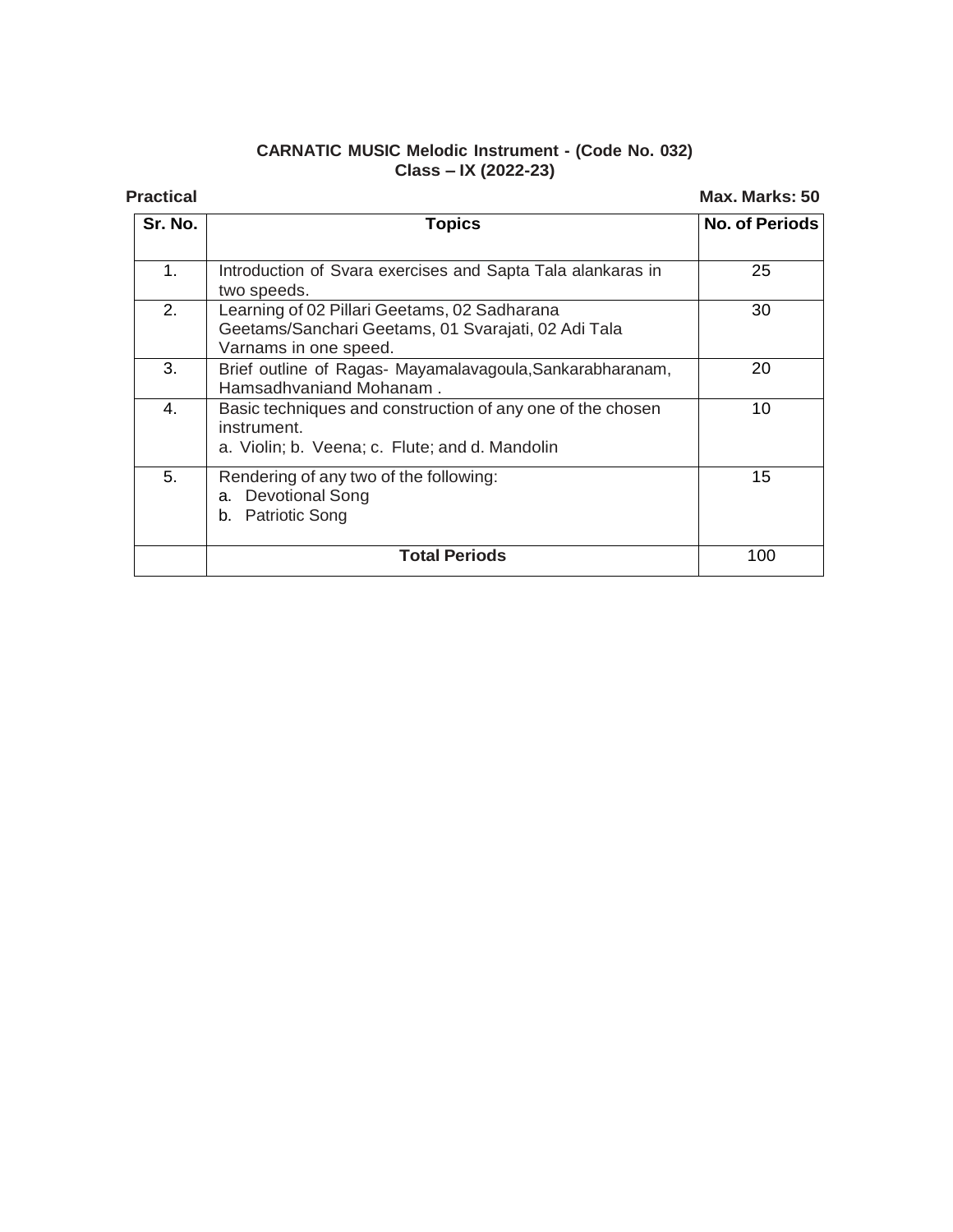**CARNATIC MUSIC Melodic Instrument - (Code No. 032)**
**Class – IX (2022-23)**

**Practical** **Max. Marks: 50**

| Sr. No. | Topics | No. of Periods |
|---|---|---|
| 1. | Introduction of Svara exercises and Sapta Tala alankaras in two speeds. | 25 |
| 2. | Learning of 02 Pillari Geetams, 02 Sadharana Geetams/Sanchari Geetams, 01 Svarajati, 02 Adi Tala Varnams in one speed. | 30 |
| 3. | Brief outline of Ragas- Mayamalavagoula,Sankarabharanam, Hamsadhvaniand Mohanam . | 20 |
| 4. | Basic techniques and construction of any one of the chosen instrument.<br>a. Violin; b. Veena; c. Flute; and d. Mandolin | 10 |
| 5. | Rendering of any two of the following:<br>a. Devotional Song<br>b. Patriotic Song | 15 |
| | **Total Periods** | 100 |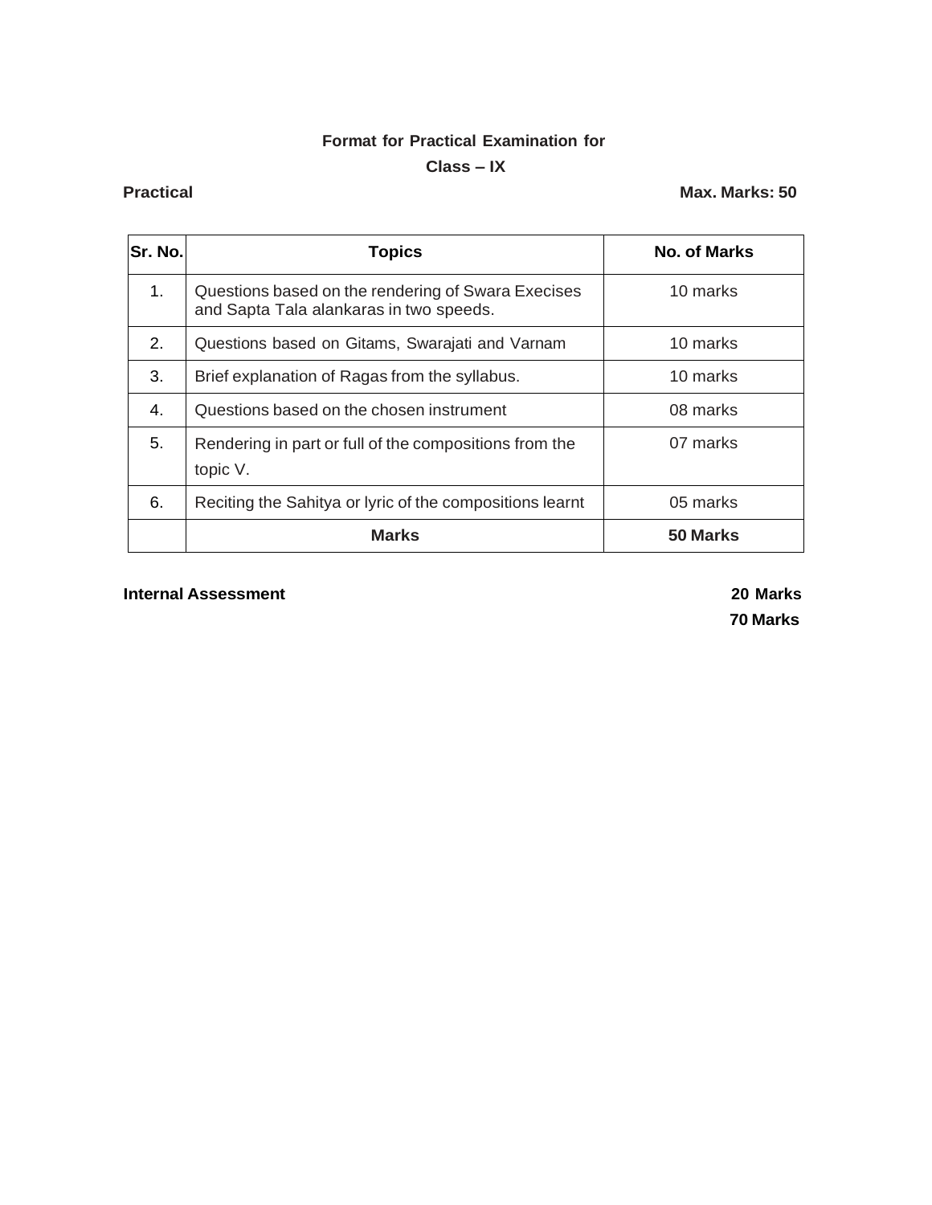**Format for Practical Examination for**

**Class – IX**

**Practical** **Max. Marks: 50**

| Sr. No. | Topics | No. of Marks |
|---|---|---|
| 1. | Questions based on the rendering of Swara Execises and Sapta Tala alankaras in two speeds. | 10 marks |
| 2. | Questions based on Gitams, Swarajati and Varnam | 10 marks |
| 3. | Brief explanation of Ragas from the syllabus. | 10 marks |
| 4. | Questions based on the chosen instrument | 08 marks |
| 5. | Rendering in part or full of the compositions from the topic V. | 07 marks |
| 6. | Reciting the Sahitya or lyric of the compositions learnt | 05 marks |
| | **Marks** | **50 Marks** |

**Internal Assessment** **20 Marks**

**70 Marks**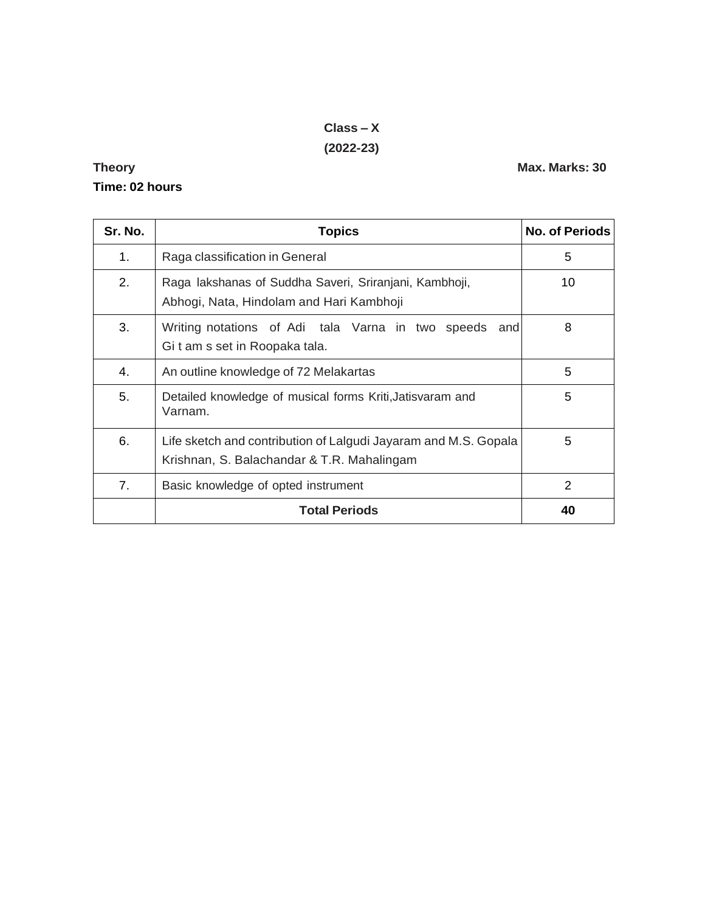**Class – X**

**(2022-23)**

**Theory** **Max. Marks: 30**

**Time: 02 hours**

| Sr. No. | Topics | No. of Periods |
|---|---|---|
| 1. | Raga classification in General | 5 |
| 2. | Raga lakshanas of Suddha Saveri, Sriranjani, Kambhoji, Abhogi, Nata, Hindolam and Hari Kambhoji | 10 |
| 3. | Writing notations of Adi tala Varna in two speeds and Gi t am s set in Roopaka tala. | 8 |
| 4. | An outline knowledge of 72 Melakartas | 5 |
| 5. | Detailed knowledge of musical forms Kriti,Jatisvaram and Varnam. | 5 |
| 6. | Life sketch and contribution of Lalgudi Jayaram and M.S. Gopala Krishnan, S. Balachandar & T.R. Mahalingam | 5 |
| 7. | Basic knowledge of opted instrument | 2 |
| | **Total Periods** | **40** |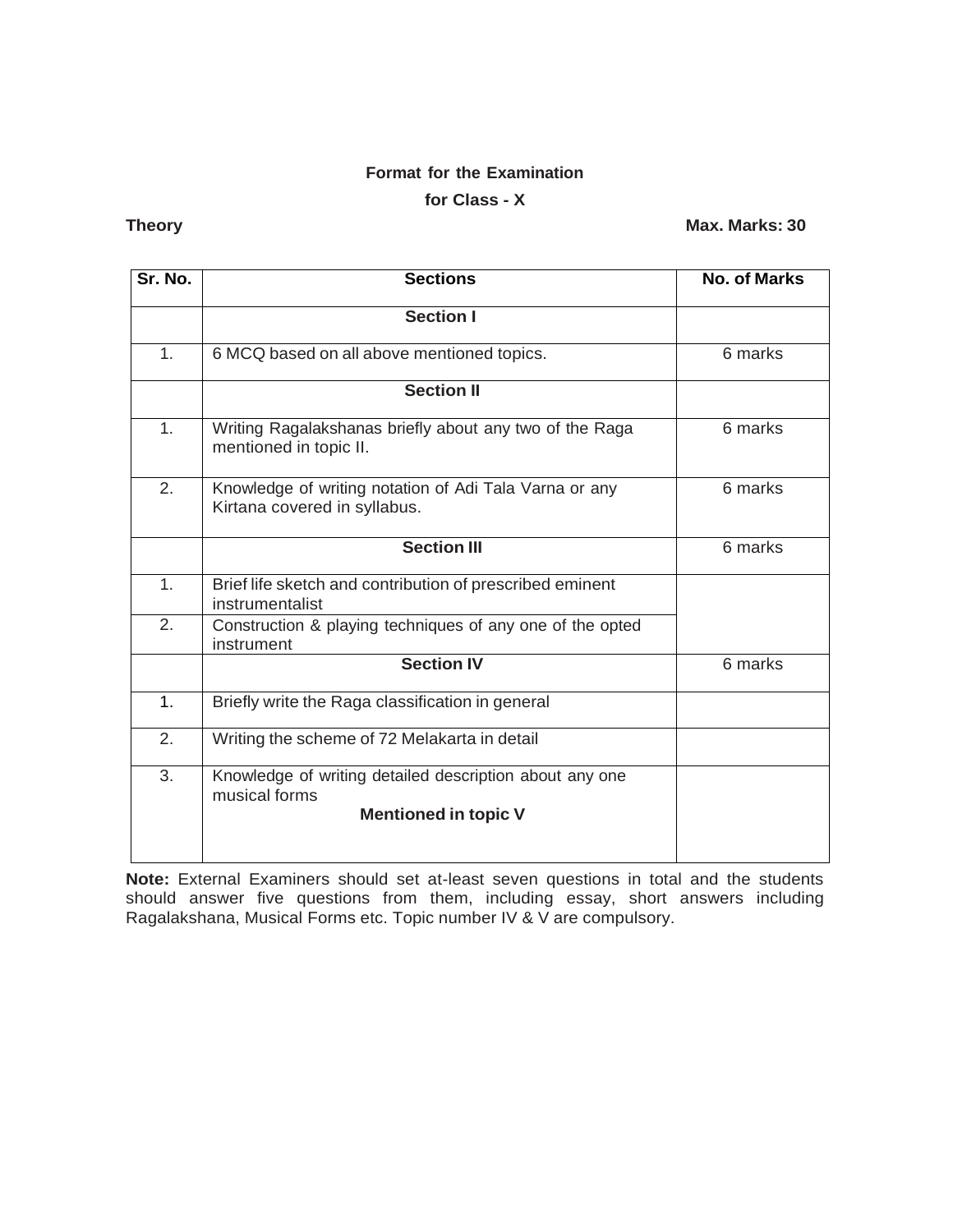**Format for the Examination**

**for Class - X**

**Theory** **Max. Marks: 30**

| Sr. No. | Sections | No. of Marks |
|---|---|---|
| | **Section I** | |
| 1. | 6 MCQ based on all above mentioned topics. | 6 marks |
| | **Section II** | |
| 1. | Writing Ragalakshanas briefly about any two of the Raga mentioned in topic II. | 6 marks |
| 2. | Knowledge of writing notation of Adi Tala Varna or any Kirtana covered in syllabus. | 6 marks |
| | **Section III** | 6 marks |
| 1. | Brief life sketch and contribution of prescribed eminent instrumentalist | |
| 2. | Construction & playing techniques of any one of the opted instrument | |
| | **Section IV** | 6 marks |
| 1. | Briefly write the Raga classification in general | |
| 2. | Writing the scheme of 72 Melakarta in detail | |
| 3. | Knowledge of writing detailed description about any one musical forms **Mentioned in topic V** | |

**Note:** External Examiners should set at-least seven questions in total and the students should answer five questions from them, including essay, short answers including Ragalakshana, Musical Forms etc. Topic number IV & V are compulsory.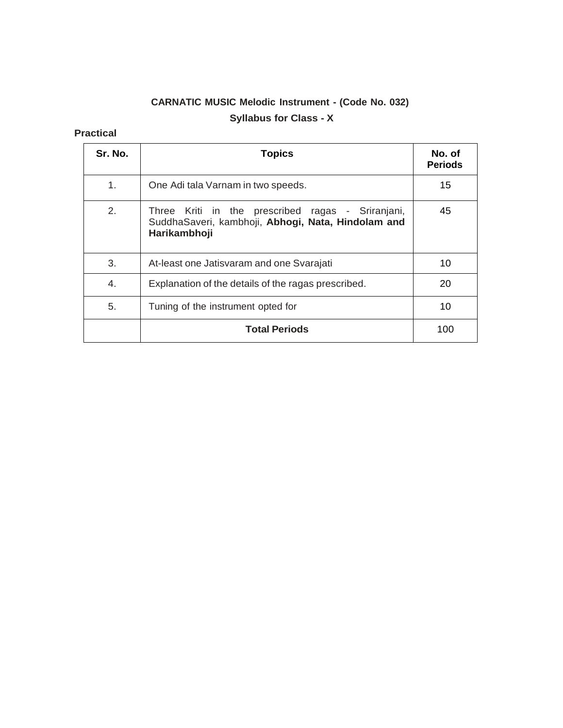# CARNATIC MUSIC Melodic Instrument - (Code No. 032)

## Syllabus for Class - X

**Practical**

| Sr. No. | Topics | No. of Periods |
|---|---|---|
| 1. | One Adi tala Varnam in two speeds. | 15 |
| 2. | Three Kriti in the prescribed ragas - Sriranjani, SuddhaSaveri, kambhoji, **Abhogi, Nata, Hindolam and Harikambhoji** | 45 |
| 3. | At-least one Jatisvaram and one Svarajati | 10 |
| 4. | Explanation of the details of the ragas prescribed. | 20 |
| 5. | Tuning of the instrument opted for | 10 |
| | **Total Periods** | 100 |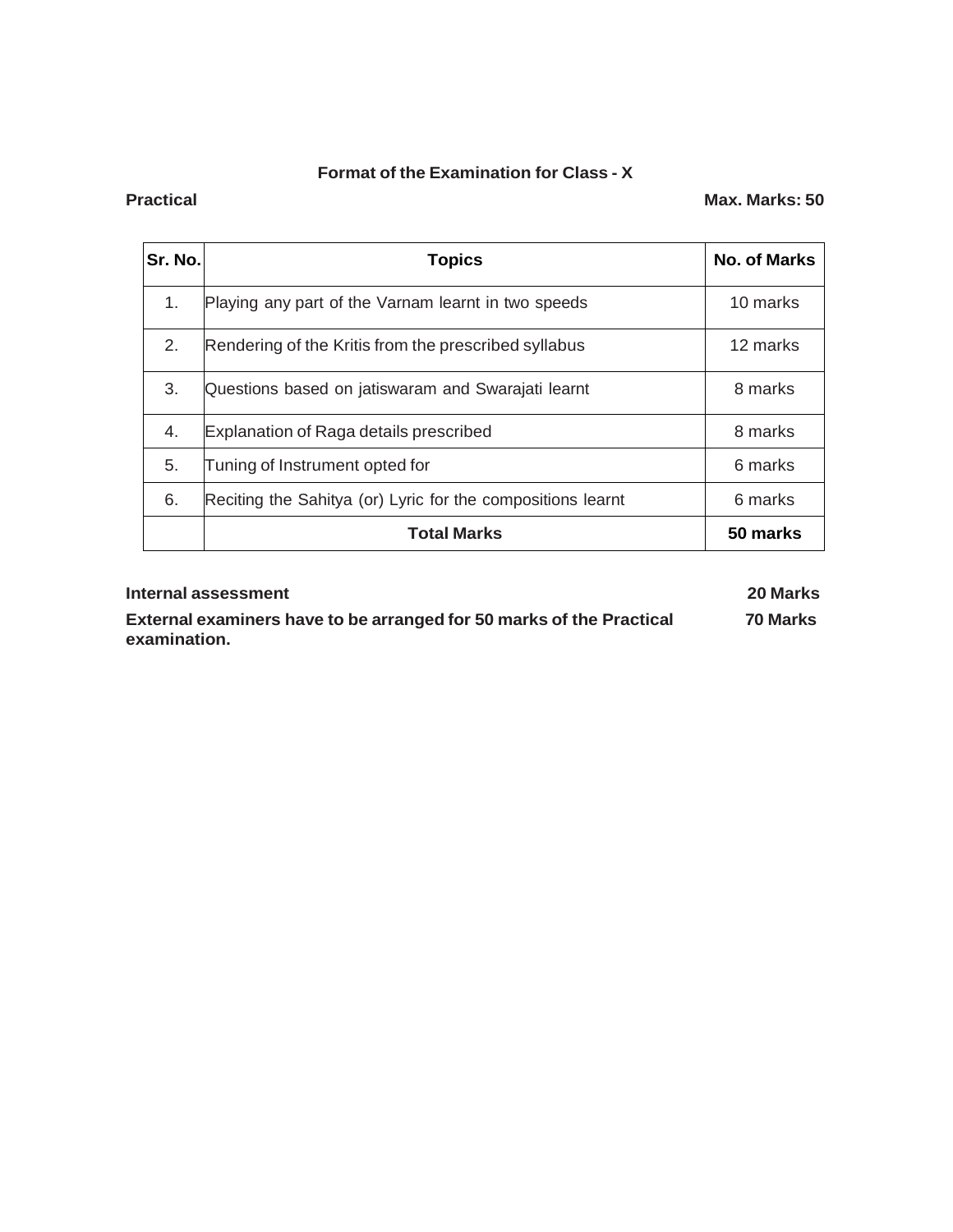**Format of the Examination for Class - X**

**Practical** **Max. Marks: 50**

| Sr. No. | Topics | No. of Marks |
|---|---|---|
| 1. | Playing any part of the Varnam learnt in two speeds | 10 marks |
| 2. | Rendering of the Kritis from the prescribed syllabus | 12 marks |
| 3. | Questions based on jatiswaram and Swarajati learnt | 8 marks |
| 4. | Explanation of Raga details prescribed | 8 marks |
| 5. | Tuning of Instrument opted for | 6 marks |
| 6. | Reciting the Sahitya (or) Lyric for the compositions learnt | 6 marks |
| | **Total Marks** | **50 marks** |

**Internal assessment** **20 Marks**

**External examiners have to be arranged for 50 marks of the Practical examination.** **70 Marks**